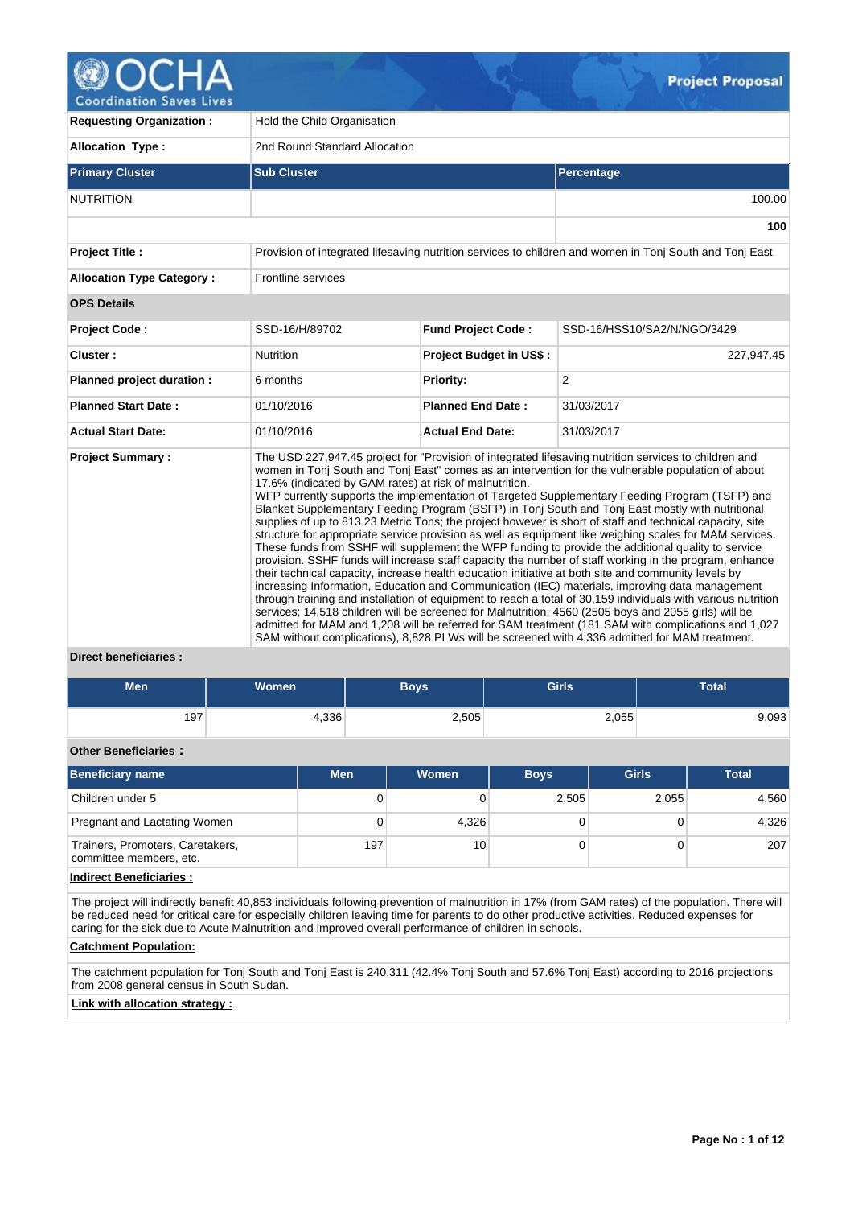# Project Proposal

| | | | |
|---|---|---|---|
| **Requesting Organization :** | Hold the Child Organisation | | |
| **Allocation Type :** | 2nd Round Standard Allocation | | |

| **Primary Cluster** | **Sub Cluster** | **Percentage** |
|---|---|---|
| NUTRITION | | 100.00 |
| | | **100** |

| | |
|---|---|
| **Project Title :** | Provision of integrated lifesaving nutrition services to children and women in Tonj South and Tonj East |
| **Allocation Type Category :** | Frontline services |

**OPS Details**

| | | | |
|---|---|---|---|
| **Project Code :** | SSD-16/H/89702 | **Fund Project Code :** | SSD-16/HSS10/SA2/N/NGO/3429 |
| **Cluster :** | Nutrition | **Project Budget in US$ :** | 227,947.45 |
| **Planned project duration :** | 6 months | **Priority:** | 2 |
| **Planned Start Date :** | 01/10/2016 | **Planned End Date :** | 31/03/2017 |
| **Actual Start Date:** | 01/10/2016 | **Actual End Date:** | 31/03/2017 |

**Project Summary :**

The USD 227,947.45 project for "Provision of integrated lifesaving nutrition services to children and women in Tonj South and Tonj East" comes as an intervention for the vulnerable population of about 17.6% (indicated by GAM rates) at risk of malnutrition.
WFP currently supports the implementation of Targeted Supplementary Feeding Program (TSFP) and Blanket Supplementary Feeding Program (BSFP) in Tonj South and Tonj East mostly with nutritional supplies of up to 813.23 Metric Tons; the project however is short of staff and technical capacity, site structure for appropriate service provision as well as equipment like weighing scales for MAM services. These funds from SSHF will supplement the WFP funding to provide the additional quality to service provision. SSHF funds will increase staff capacity the number of staff working in the program, enhance their technical capacity, increase health education initiative at both site and community levels by increasing Information, Education and Communication (IEC) materials, improving data management through training and installation of equipment to reach a total of 30,159 individuals with various nutrition services; 14,518 children will be screened for Malnutrition; 4560 (2505 boys and 2055 girls) will be admitted for MAM and 1,208 will be referred for SAM treatment (181 SAM with complications and 1,027 SAM without complications), 8,828 PLWs will be screened with 4,336 admitted for MAM treatment.

**Direct beneficiaries :**

| Men | Women | Boys | Girls | Total |
|---|---|---|---|---|
| 197 | 4,336 | 2,505 | 2,055 | 9,093 |

**Other Beneficiaries :**

| Beneficiary name | Men | Women | Boys | Girls | Total |
|---|---|---|---|---|---|
| Children under 5 | 0 | 0 | 2,505 | 2,055 | 4,560 |
| Pregnant and Lactating Women | 0 | 4,326 | 0 | 0 | 4,326 |
| Trainers, Promoters, Caretakers, committee members, etc. | 197 | 10 | 0 | 0 | 207 |

**Indirect Beneficiaries :**

The project will indirectly benefit 40,853 individuals following prevention of malnutrition in 17% (from GAM rates) of the population. There will be reduced need for critical care for especially children leaving time for parents to do other productive activities. Reduced expenses for caring for the sick due to Acute Malnutrition and improved overall performance of children in schools.

**Catchment Population:**

The catchment population for Tonj South and Tonj East is 240,311 (42.4% Tonj South and 57.6% Tonj East) according to 2016 projections from 2008 general census in South Sudan.

**Link with allocation strategy :**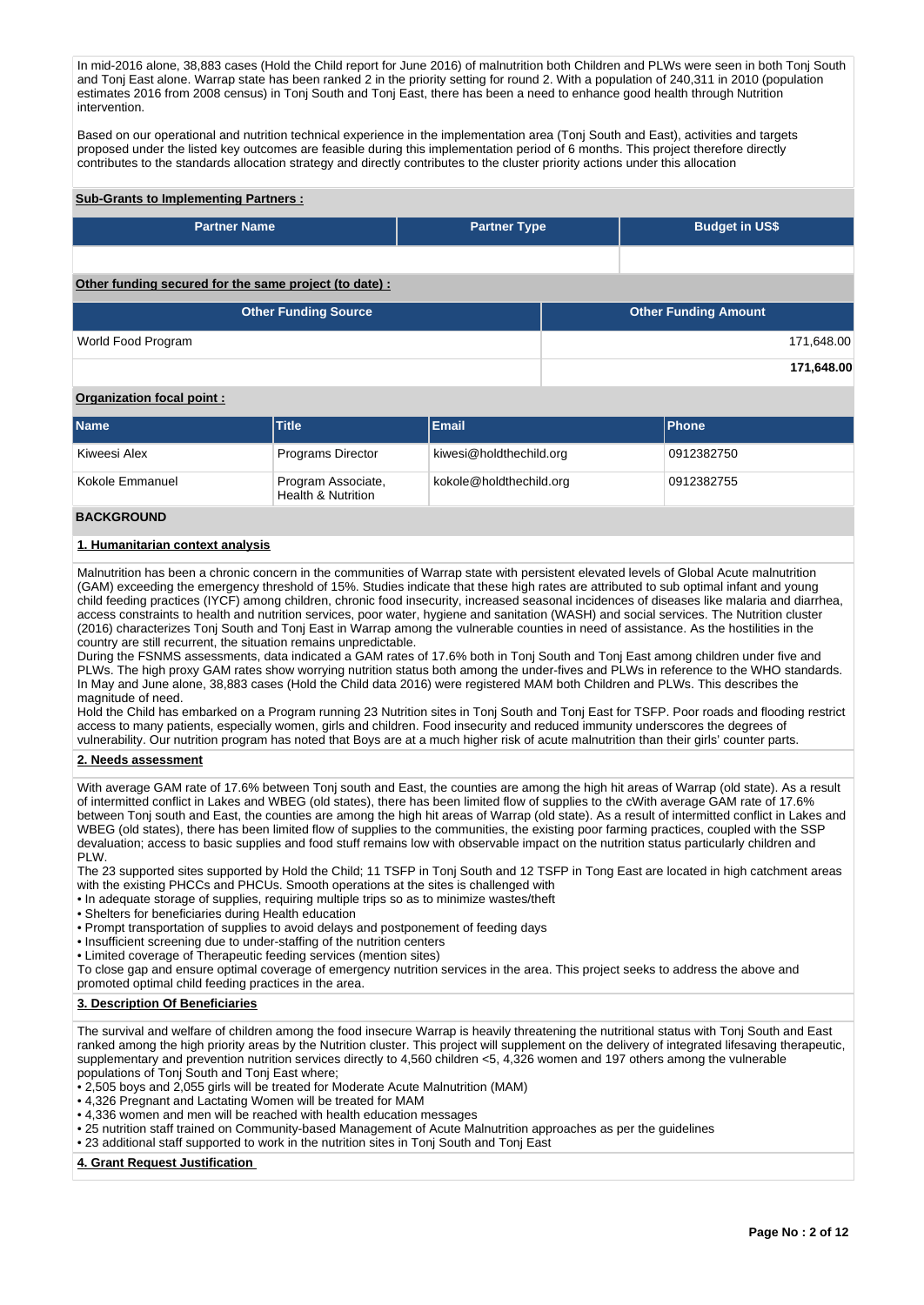In mid-2016 alone, 38,883 cases (Hold the Child report for June 2016) of malnutrition both Children and PLWs were seen in both Tonj South and Tonj East alone. Warrap state has been ranked 2 in the priority setting for round 2. With a population of 240,311 in 2010 (population estimates 2016 from 2008 census) in Tonj South and Tonj East, there has been a need to enhance good health through Nutrition intervention.

Based on our operational and nutrition technical experience in the implementation area (Tonj South and East), activities and targets proposed under the listed key outcomes are feasible during this implementation period of 6 months. This project therefore directly contributes to the standards allocation strategy and directly contributes to the cluster priority actions under this allocation

**Sub-Grants to Implementing Partners :**

| Partner Name | Partner Type | Budget in US$ |
|---|---|---|
| | | |

**Other funding secured for the same project (to date) :**

| Other Funding Source | Other Funding Amount |
|---|---|
| World Food Program | 171,648.00 |
| | **171,648.00** |

**Organization focal point :**

| Name | Title | Email | Phone |
|---|---|---|---|
| Kiweesi Alex | Programs Director | kiwesi@holdthechild.org | 0912382750 |
| Kokole Emmanuel | Program Associate, Health & Nutrition | kokole@holdthechild.org | 0912382755 |

## BACKGROUND

### 1. Humanitarian context analysis

Malnutrition has been a chronic concern in the communities of Warrap state with persistent elevated levels of Global Acute malnutrition (GAM) exceeding the emergency threshold of 15%. Studies indicate that these high rates are attributed to sub optimal infant and young child feeding practices (IYCF) among children, chronic food insecurity, increased seasonal incidences of diseases like malaria and diarrhea, access constraints to health and nutrition services, poor water, hygiene and sanitation (WASH) and social services. The Nutrition cluster (2016) characterizes Tonj South and Tonj East in Warrap among the vulnerable counties in need of assistance. As the hostilities in the country are still recurrent, the situation remains unpredictable.
During the FSNMS assessments, data indicated a GAM rates of 17.6% both in Tonj South and Tonj East among children under five and PLWs. The high proxy GAM rates show worrying nutrition status both among the under-fives and PLWs in reference to the WHO standards. In May and June alone, 38,883 cases (Hold the Child data 2016) were registered MAM both Children and PLWs. This describes the magnitude of need.
Hold the Child has embarked on a Program running 23 Nutrition sites in Tonj South and Tonj East for TSFP. Poor roads and flooding restrict access to many patients, especially women, girls and children. Food insecurity and reduced immunity underscores the degrees of vulnerability. Our nutrition program has noted that Boys are at a much higher risk of acute malnutrition than their girls' counter parts.

### 2. Needs assessment

With average GAM rate of 17.6% between Tonj south and East, the counties are among the high hit areas of Warrap (old state). As a result of intermitted conflict in Lakes and WBEG (old states), there has been limited flow of supplies to the cWith average GAM rate of 17.6% between Tonj south and East, the counties are among the high hit areas of Warrap (old state). As a result of intermitted conflict in Lakes and WBEG (old states), there has been limited flow of supplies to the communities, the existing poor farming practices, coupled with the SSP devaluation; access to basic supplies and food stuff remains low with observable impact on the nutrition status particularly children and PLW.
The 23 supported sites supported by Hold the Child; 11 TSFP in Tonj South and 12 TSFP in Tong East are located in high catchment areas with the existing PHCCs and PHCUs. Smooth operations at the sites is challenged with
• In adequate storage of supplies, requiring multiple trips so as to minimize wastes/theft
• Shelters for beneficiaries during Health education
• Prompt transportation of supplies to avoid delays and postponement of feeding days
• Insufficient screening due to under-staffing of the nutrition centers
• Limited coverage of Therapeutic feeding services (mention sites)
To close gap and ensure optimal coverage of emergency nutrition services in the area. This project seeks to address the above and promoted optimal child feeding practices in the area.

### 3. Description Of Beneficiaries

The survival and welfare of children among the food insecure Warrap is heavily threatening the nutritional status with Tonj South and East ranked among the high priority areas by the Nutrition cluster. This project will supplement on the delivery of integrated lifesaving therapeutic, supplementary and prevention nutrition services directly to 4,560 children <5, 4,326 women and 197 others among the vulnerable populations of Tonj South and Tonj East where;
• 2,505 boys and 2,055 girls will be treated for Moderate Acute Malnutrition (MAM)
• 4,326 Pregnant and Lactating Women will be treated for MAM
• 4,336 women and men will be reached with health education messages
• 25 nutrition staff trained on Community-based Management of Acute Malnutrition approaches as per the guidelines
• 23 additional staff supported to work in the nutrition sites in Tonj South and Tonj East

### 4. Grant Request Justification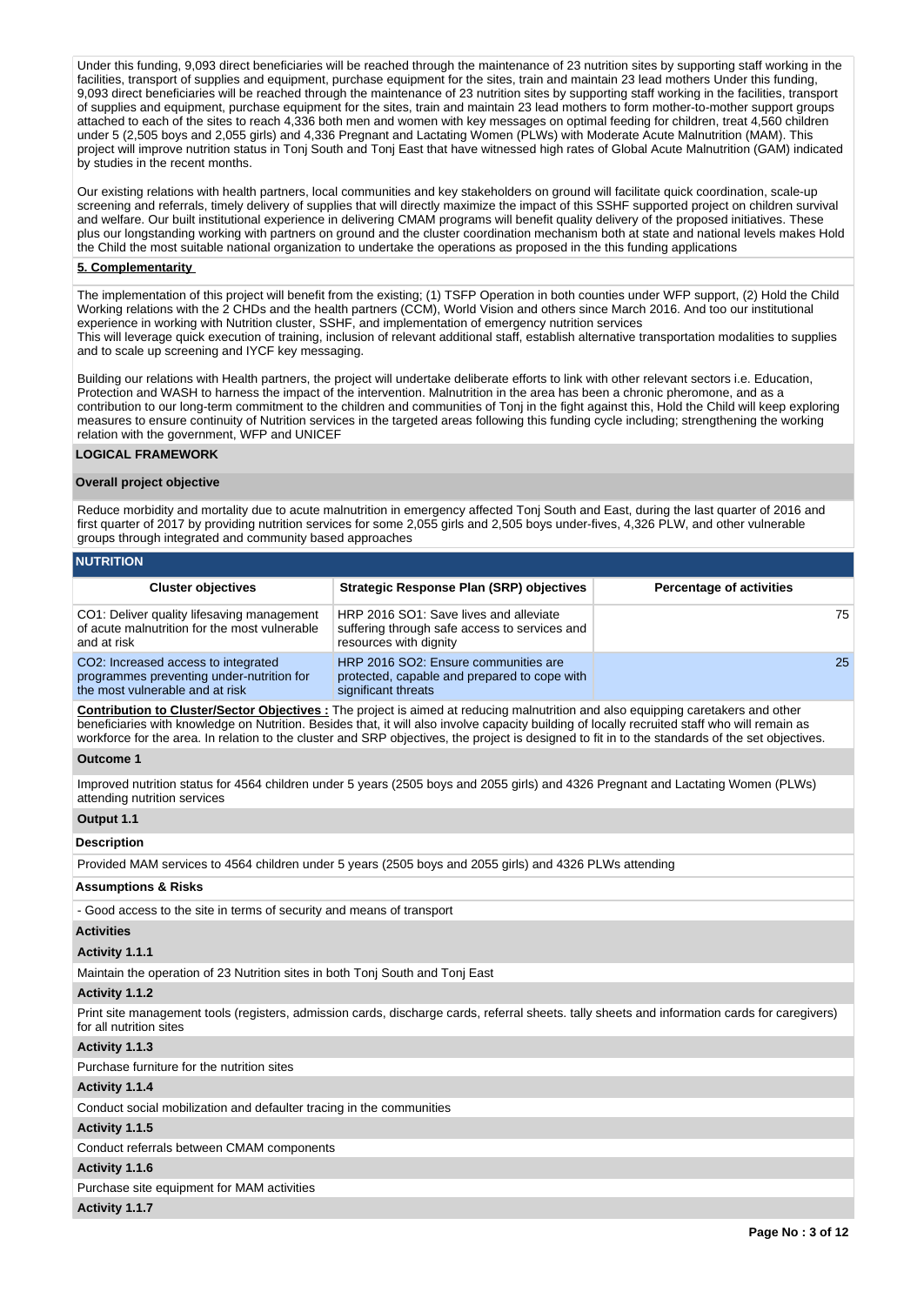Under this funding, 9,093 direct beneficiaries will be reached through the maintenance of 23 nutrition sites by supporting staff working in the facilities, transport of supplies and equipment, purchase equipment for the sites, train and maintain 23 lead mothers Under this funding, 9,093 direct beneficiaries will be reached through the maintenance of 23 nutrition sites by supporting staff working in the facilities, transport of supplies and equipment, purchase equipment for the sites, train and maintain 23 lead mothers to form mother-to-mother support groups attached to each of the sites to reach 4,336 both men and women with key messages on optimal feeding for children, treat 4,560 children under 5 (2,505 boys and 2,055 girls) and 4,336 Pregnant and Lactating Women (PLWs) with Moderate Acute Malnutrition (MAM). This project will improve nutrition status in Tonj South and Tonj East that have witnessed high rates of Global Acute Malnutrition (GAM) indicated by studies in the recent months.

Our existing relations with health partners, local communities and key stakeholders on ground will facilitate quick coordination, scale-up screening and referrals, timely delivery of supplies that will directly maximize the impact of this SSHF supported project on children survival and welfare. Our built institutional experience in delivering CMAM programs will benefit quality delivery of the proposed initiatives. These plus our longstanding working with partners on ground and the cluster coordination mechanism both at state and national levels makes Hold the Child the most suitable national organization to undertake the operations as proposed in the this funding applications

**5. Complementarity**

The implementation of this project will benefit from the existing; (1) TSFP Operation in both counties under WFP support, (2) Hold the Child Working relations with the 2 CHDs and the health partners (CCM), World Vision and others since March 2016. And too our institutional experience in working with Nutrition cluster, SSHF, and implementation of emergency nutrition services
This will leverage quick execution of training, inclusion of relevant additional staff, establish alternative transportation modalities to supplies and to scale up screening and IYCF key messaging.

Building our relations with Health partners, the project will undertake deliberate efforts to link with other relevant sectors i.e. Education, Protection and WASH to harness the impact of the intervention. Malnutrition in the area has been a chronic pheromone, and as a contribution to our long-term commitment to the children and communities of Tonj in the fight against this, Hold the Child will keep exploring measures to ensure continuity of Nutrition services in the targeted areas following this funding cycle including; strengthening the working relation with the government, WFP and UNICEF

## LOGICAL FRAMEWORK

**Overall project objective**

Reduce morbidity and mortality due to acute malnutrition in emergency affected Tonj South and East, during the last quarter of 2016 and first quarter of 2017 by providing nutrition services for some 2,055 girls and 2,505 boys under-fives, 4,326 PLW, and other vulnerable groups through integrated and community based approaches

**NUTRITION**

| Cluster objectives | Strategic Response Plan (SRP) objectives | Percentage of activities |
|---|---|---|
| CO1: Deliver quality lifesaving management of acute malnutrition for the most vulnerable and at risk | HRP 2016 SO1: Save lives and alleviate suffering through safe access to services and resources with dignity | 75 |
| CO2: Increased access to integrated programmes preventing under-nutrition for the most vulnerable and at risk | HRP 2016 SO2: Ensure communities are protected, capable and prepared to cope with significant threats | 25 |

**Contribution to Cluster/Sector Objectives :** The project is aimed at reducing malnutrition and also equipping caretakers and other beneficiaries with knowledge on Nutrition. Besides that, it will also involve capacity building of locally recruited staff who will remain as workforce for the area. In relation to the cluster and SRP objectives, the project is designed to fit in to the standards of the set objectives.

**Outcome 1**

Improved nutrition status for 4564 children under 5 years (2505 boys and 2055 girls) and 4326 Pregnant and Lactating Women (PLWs) attending nutrition services

**Output 1.1**

**Description**

Provided MAM services to 4564 children under 5 years (2505 boys and 2055 girls) and 4326 PLWs attending

**Assumptions & Risks**

- Good access to the site in terms of security and means of transport

**Activities**

**Activity 1.1.1**

Maintain the operation of 23 Nutrition sites in both Tonj South and Tonj East

**Activity 1.1.2**

Print site management tools (registers, admission cards, discharge cards, referral sheets. tally sheets and information cards for caregivers) for all nutrition sites

**Activity 1.1.3**

Purchase furniture for the nutrition sites

**Activity 1.1.4**

Conduct social mobilization and defaulter tracing in the communities

**Activity 1.1.5**

Conduct referrals between CMAM components

**Activity 1.1.6**

Purchase site equipment for MAM activities

**Activity 1.1.7**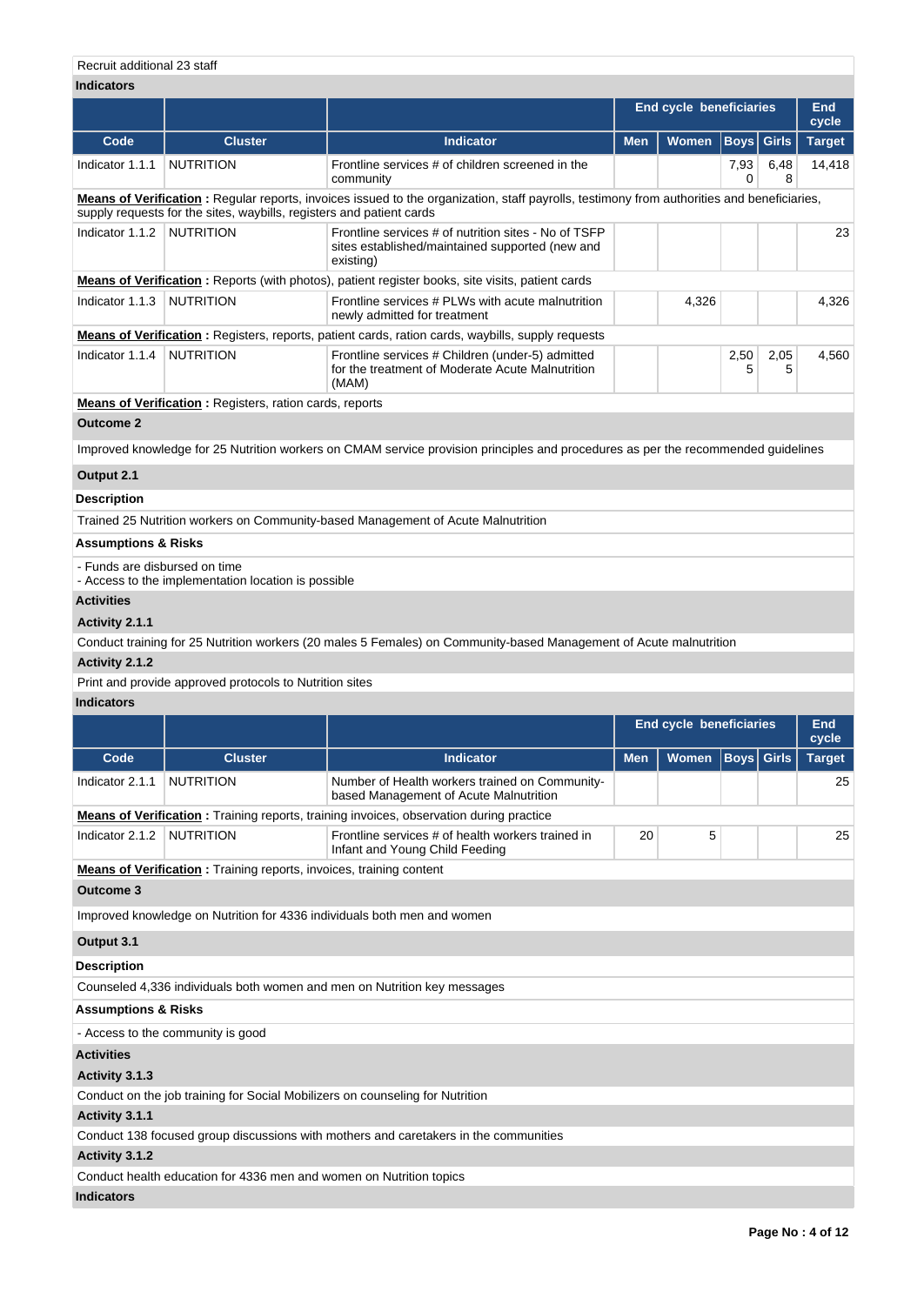Recruit additional 23 staff

**Indicators**

| | | | End cycle beneficiaries | | | | End cycle |
|---|---|---|---|---|---|---|---|
| **Code** | **Cluster** | **Indicator** | **Men** | **Women** | **Boys** | **Girls** | **Target** |
| Indicator 1.1.1 | NUTRITION | Frontline services # of children screened in the community | | | 7,930 | 6,488 | 14,418 |
| **Means of Verification :** Regular reports, invoices issued to the organization, staff payrolls, testimony from authorities and beneficiaries, supply requests for the sites, waybills, registers and patient cards | | | | | | | |
| Indicator 1.1.2 | NUTRITION | Frontline services # of nutrition sites - No of TSFP sites established/maintained supported (new and existing) | | | | | 23 |
| **Means of Verification :** Reports (with photos), patient register books, site visits, patient cards | | | | | | | |
| Indicator 1.1.3 | NUTRITION | Frontline services # PLWs with acute malnutrition newly admitted for treatment | | 4,326 | | | 4,326 |
| **Means of Verification :** Registers, reports, patient cards, ration cards, waybills, supply requests | | | | | | | |
| Indicator 1.1.4 | NUTRITION | Frontline services # Children (under-5) admitted for the treatment of Moderate Acute Malnutrition (MAM) | | | 2,505 | 2,055 | 4,560 |
| **Means of Verification :** Registers, ration cards, reports | | | | | | | |

**Outcome 2**

Improved knowledge for 25 Nutrition workers on CMAM service provision principles and procedures as per the recommended guidelines

**Output 2.1**

**Description**

Trained 25 Nutrition workers on Community-based Management of Acute Malnutrition

**Assumptions & Risks**

- Funds are disbursed on time
- Access to the implementation location is possible

**Activities**

**Activity 2.1.1**

Conduct training for 25 Nutrition workers (20 males 5 Females) on Community-based Management of Acute malnutrition

**Activity 2.1.2**

Print and provide approved protocols to Nutrition sites

**Indicators**

| | | | End cycle beneficiaries | | | | End cycle |
|---|---|---|---|---|---|---|---|
| **Code** | **Cluster** | **Indicator** | **Men** | **Women** | **Boys** | **Girls** | **Target** |
| Indicator 2.1.1 | NUTRITION | Number of Health workers trained on Community-based Management of Acute Malnutrition | | | | | 25 |
| **Means of Verification :** Training reports, training invoices, observation during practice | | | | | | | |
| Indicator 2.1.2 | NUTRITION | Frontline services # of health workers trained in Infant and Young Child Feeding | 20 | 5 | | | 25 |
| **Means of Verification :** Training reports, invoices, training content | | | | | | | |

**Outcome 3**

Improved knowledge on Nutrition for 4336 individuals both men and women

**Output 3.1**

**Description**

Counseled 4,336 individuals both women and men on Nutrition key messages

**Assumptions & Risks**

- Access to the community is good

**Activities**

**Activity 3.1.3**

Conduct on the job training for Social Mobilizers on counseling for Nutrition

**Activity 3.1.1**

Conduct 138 focused group discussions with mothers and caretakers in the communities

**Activity 3.1.2**

Conduct health education for 4336 men and women on Nutrition topics

**Indicators**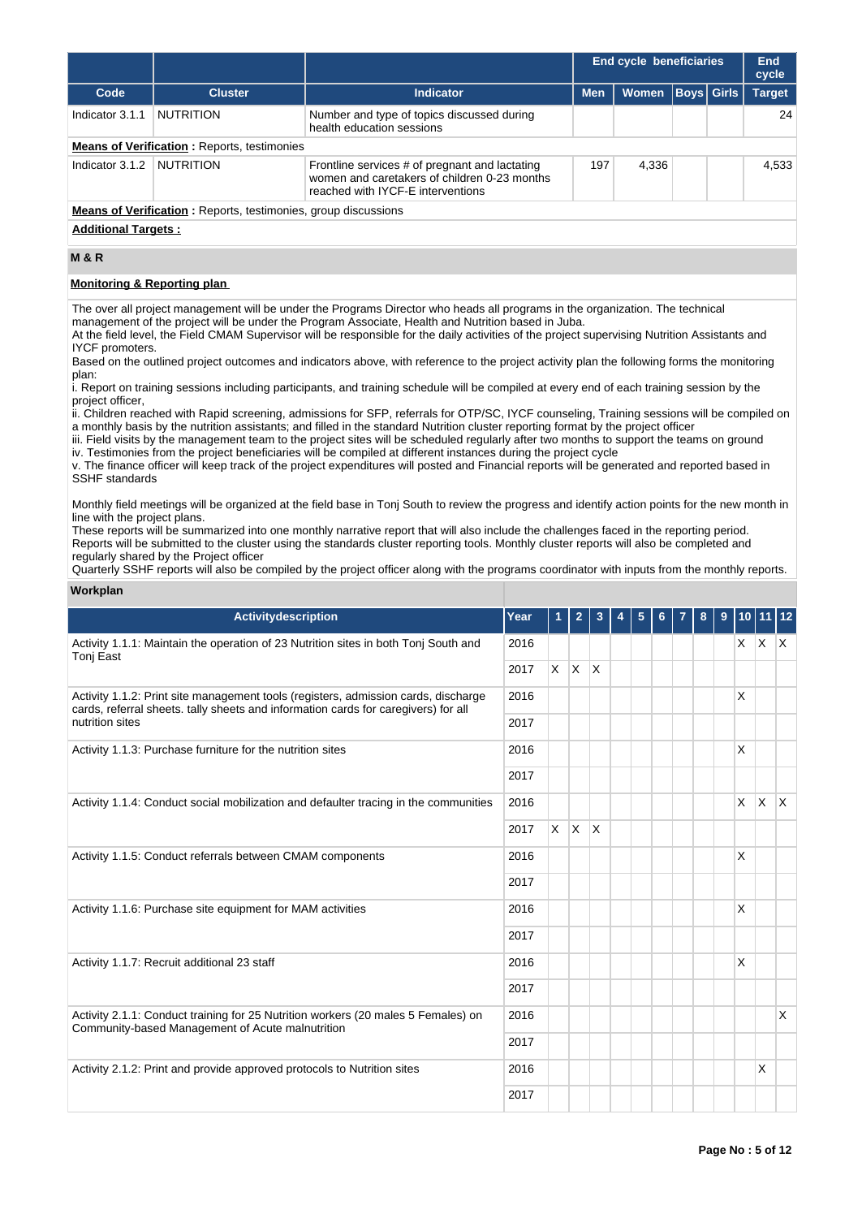| Code | Cluster | Indicator | End cycle beneficiaries | | | | End cycle |
|---|---|---|---|---|---|---|---|
| | | | Men | Women | Boys | Girls | Target |
| Indicator 3.1.1 | NUTRITION | Number and type of topics discussed during health education sessions | | | | | 24 |

**Means of Verification :** Reports, testimonies

| Code | Cluster | Indicator | Men | Women | Boys | Girls | Target |
|---|---|---|---|---|---|---|---|
| Indicator 3.1.2 | NUTRITION | Frontline services # of pregnant and lactating women and caretakers of children 0-23 months reached with IYCF-E interventions | 197 | 4,336 | | | 4,533 |

**Means of Verification :** Reports, testimonies, group discussions

**Additional Targets :**

## M & R

**Monitoring & Reporting plan**

The over all project management will be under the Programs Director who heads all programs in the organization. The technical management of the project will be under the Program Associate, Health and Nutrition based in Juba.
At the field level, the Field CMAM Supervisor will be responsible for the daily activities of the project supervising Nutrition Assistants and IYCF promoters.
Based on the outlined project outcomes and indicators above, with reference to the project activity plan the following forms the monitoring plan:
i. Report on training sessions including participants, and training schedule will be compiled at every end of each training session by the project officer,
ii. Children reached with Rapid screening, admissions for SFP, referrals for OTP/SC, IYCF counseling, Training sessions will be compiled on a monthly basis by the nutrition assistants; and filled in the standard Nutrition cluster reporting format by the project officer
iii. Field visits by the management team to the project sites will be scheduled regularly after two months to support the teams on ground
iv. Testimonies from the project beneficiaries will be compiled at different instances during the project cycle
v. The finance officer will keep track of the project expenditures will posted and Financial reports will be generated and reported based in SSHF standards

Monthly field meetings will be organized at the field base in Tonj South to review the progress and identify action points for the new month in line with the project plans.
These reports will be summarized into one monthly narrative report that will also include the challenges faced in the reporting period.
Reports will be submitted to the cluster using the standards cluster reporting tools. Monthly cluster reports will also be completed and regularly shared by the Project officer
Quarterly SSHF reports will also be compiled by the project officer along with the programs coordinator with inputs from the monthly reports.

**Workplan**

| Activitydescription | Year | 1 | 2 | 3 | 4 | 5 | 6 | 7 | 8 | 9 | 10 | 11 | 12 |
|---|---|---|---|---|---|---|---|---|---|---|---|---|---|
| Activity 1.1.1: Maintain the operation of 23 Nutrition sites in both Tonj South and Tonj East | 2016 | | | | | | | | | | X | X | X |
| | 2017 | X | X | X | | | | | | | | | |
| Activity 1.1.2: Print site management tools (registers, admission cards, discharge cards, referral sheets. tally sheets and information cards for caregivers) for all nutrition sites | 2016 | | | | | | | | | | X | | |
| | 2017 | | | | | | | | | | | | |
| Activity 1.1.3: Purchase furniture for the nutrition sites | 2016 | | | | | | | | | | X | | |
| | 2017 | | | | | | | | | | | | |
| Activity 1.1.4: Conduct social mobilization and defaulter tracing in the communities | 2016 | | | | | | | | | | X | X | X |
| | 2017 | X | X | X | | | | | | | | | |
| Activity 1.1.5: Conduct referrals between CMAM components | 2016 | | | | | | | | | | X | | |
| | 2017 | | | | | | | | | | | | |
| Activity 1.1.6: Purchase site equipment for MAM activities | 2016 | | | | | | | | | | X | | |
| | 2017 | | | | | | | | | | | | |
| Activity 1.1.7: Recruit additional 23 staff | 2016 | | | | | | | | | | X | | |
| | 2017 | | | | | | | | | | | | |
| Activity 2.1.1: Conduct training for 25 Nutrition workers (20 males 5 Females) on Community-based Management of Acute malnutrition | 2016 | | | | | | | | | | | | X |
| | 2017 | | | | | | | | | | | | |
| Activity 2.1.2: Print and provide approved protocols to Nutrition sites | 2016 | | | | | | | | | | | X | |
| | 2017 | | | | | | | | | | | | |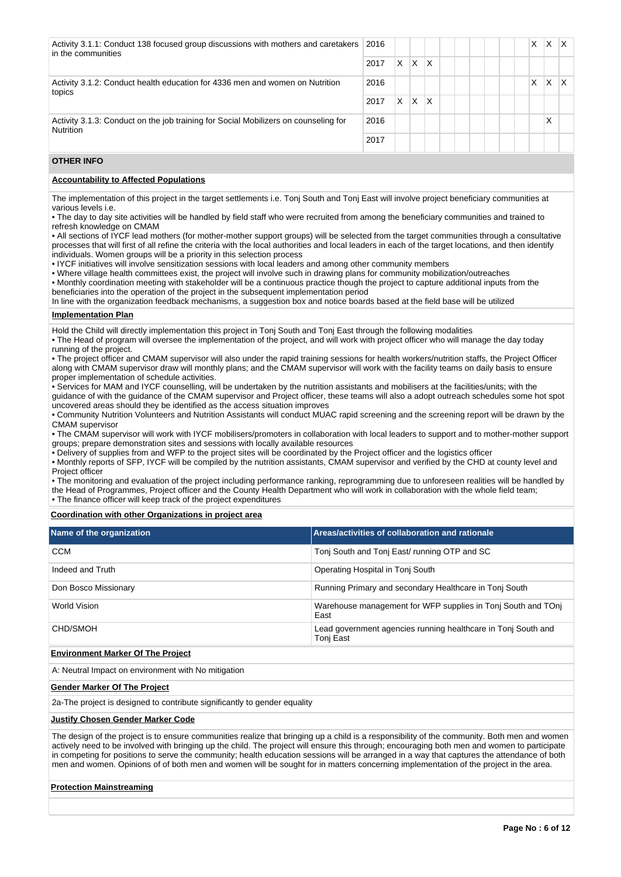| Activity | Year | 1 | 2 | 3 | 4 | 5 | 6 | 7 | 8 | 9 | 10 | 11 | 12 |
|---|---|---|---|---|---|---|---|---|---|---|---|---|---|
| Activity 3.1.1: Conduct 138 focused group discussions with mothers and caretakers in the communities | 2016 | | | | | | | | | | X | X | X |
| | 2017 | X | X | X | | | | | | | | | |
| Activity 3.1.2: Conduct health education for 4336 men and women on Nutrition topics | 2016 | | | | | | | | | | X | X | X |
| | 2017 | X | X | X | | | | | | | | | |
| Activity 3.1.3: Conduct on the job training for Social Mobilizers on counseling for Nutrition | 2016 | | | | | | | | | | | X | |
| | 2017 | | | | | | | | | | | | |

## OTHER INFO

**Accountability to Affected Populations**

The implementation of this project in the target settlements i.e. Tonj South and Tonj East will involve project beneficiary communities at various levels i.e.

• The day to day site activities will be handled by field staff who were recruited from among the beneficiary communities and trained to refresh knowledge on CMAM
• All sections of IYCF lead mothers (for mother-mother support groups) will be selected from the target communities through a consultative processes that will first of all refine the criteria with the local authorities and local leaders in each of the target locations, and then identify individuals. Women groups will be a priority in this selection process
• IYCF initiatives will involve sensitization sessions with local leaders and among other community members
• Where village health committees exist, the project will involve such in drawing plans for community mobilization/outreaches
• Monthly coordination meeting with stakeholder will be a continuous practice though the project to capture additional inputs from the beneficiaries into the operation of the project in the subsequent implementation period
In line with the organization feedback mechanisms, a suggestion box and notice boards based at the field base will be utilized

**Implementation Plan**

Hold the Child will directly implementation this project in Tonj South and Tonj East through the following modalities
• The Head of program will oversee the implementation of the project, and will work with project officer who will manage the day today running of the project.
• The project officer and CMAM supervisor will also under the rapid training sessions for health workers/nutrition staffs, the Project Officer along with CMAM supervisor draw will monthly plans; and the CMAM supervisor will work with the facility teams on daily basis to ensure proper implementation of schedule activities.
• Services for MAM and IYCF counselling, will be undertaken by the nutrition assistants and mobilisers at the facilities/units; with the guidance of with the guidance of the CMAM supervisor and Project officer, these teams will also a adopt outreach schedules some hot spot uncovered areas should they be identified as the access situation improves
• Community Nutrition Volunteers and Nutrition Assistants will conduct MUAC rapid screening and the screening report will be drawn by the CMAM supervisor
• The CMAM supervisor will work with IYCF mobilisers/promoters in collaboration with local leaders to support and to mother-mother support groups; prepare demonstration sites and sessions with locally available resources
• Delivery of supplies from and WFP to the project sites will be coordinated by the Project officer and the logistics officer
• Monthly reports of SFP, IYCF will be compiled by the nutrition assistants, CMAM supervisor and verified by the CHD at county level and Project officer
• The monitoring and evaluation of the project including performance ranking, reprogramming due to unforeseen realities will be handled by the Head of Programmes, Project officer and the County Health Department who will work in collaboration with the whole field team;
• The finance officer will keep track of the project expenditures

**Coordination with other Organizations in project area**

| Name of the organization | Areas/activities of collaboration and rationale |
|---|---|
| CCM | Tonj South and Tonj East/ running OTP and SC |
| Indeed and Truth | Operating Hospital in Tonj South |
| Don Bosco Missionary | Running Primary and secondary Healthcare in Tonj South |
| World Vision | Warehouse management for WFP supplies in Tonj South and TOnj East |
| CHD/SMOH | Lead government agencies running healthcare in Tonj South and Tonj East |

**Environment Marker Of The Project**

A: Neutral Impact on environment with No mitigation

**Gender Marker Of The Project**

2a-The project is designed to contribute significantly to gender equality

**Justify Chosen Gender Marker Code**

The design of the project is to ensure communities realize that bringing up a child is a responsibility of the community. Both men and women actively need to be involved with bringing up the child. The project will ensure this through; encouraging both men and women to participate in competing for positions to serve the community; health education sessions will be arranged in a way that captures the attendance of both men and women. Opinions of of both men and women will be sought for in matters concerning implementation of the project in the area.

**Protection Mainstreaming**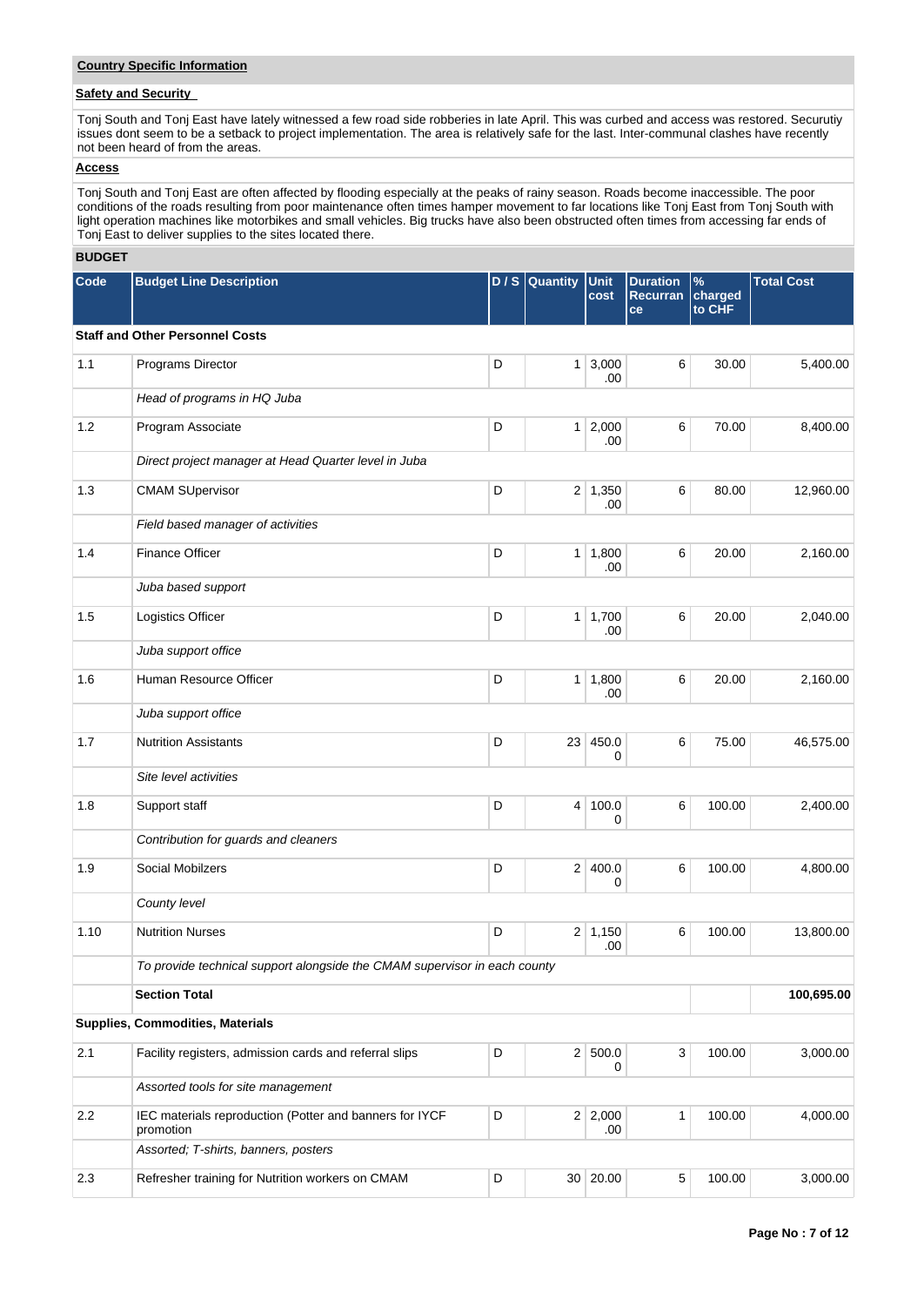## Country Specific Information

### Safety and Security

Tonj South and Tonj East have lately witnessed a few road side robberies in late April. This was curbed and access was restored. Securutiy issues dont seem to be a setback to project implementation. The area is relatively safe for the last. Inter-communal clashes have recently not been heard of from the areas.

### Access

Tonj South and Tonj East are often affected by flooding especially at the peaks of rainy season. Roads become inaccessible. The poor conditions of the roads resulting from poor maintenance often times hamper movement to far locations like Tonj East from Tonj South with light operation machines like motorbikes and small vehicles. Big trucks have also been obstructed often times from accessing far ends of Tonj East to deliver supplies to the sites located there.

## BUDGET

| Code | Budget Line Description | D / S | Quantity | Unit cost | Duration Recurrance | % charged to CHF | Total Cost |
|---|---|---|---|---|---|---|---|
| **Staff and Other Personnel Costs** | | | | | | | |
| 1.1 | Programs Director | D | 1 | 3,000.00 | 6 | 30.00 | 5,400.00 |
| | *Head of programs in HQ Juba* | | | | | | |
| 1.2 | Program Associate | D | 1 | 2,000.00 | 6 | 70.00 | 8,400.00 |
| | *Direct project manager at Head Quarter level in Juba* | | | | | | |
| 1.3 | CMAM SUpervisor | D | 2 | 1,350.00 | 6 | 80.00 | 12,960.00 |
| | *Field based manager of activities* | | | | | | |
| 1.4 | Finance Officer | D | 1 | 1,800.00 | 6 | 20.00 | 2,160.00 |
| | *Juba based support* | | | | | | |
| 1.5 | Logistics Officer | D | 1 | 1,700.00 | 6 | 20.00 | 2,040.00 |
| | *Juba support office* | | | | | | |
| 1.6 | Human Resource Officer | D | 1 | 1,800.00 | 6 | 20.00 | 2,160.00 |
| | *Juba support office* | | | | | | |
| 1.7 | Nutrition Assistants | D | 23 | 450.00 | 6 | 75.00 | 46,575.00 |
| | *Site level activities* | | | | | | |
| 1.8 | Support staff | D | 4 | 100.00 | 6 | 100.00 | 2,400.00 |
| | *Contribution for guards and cleaners* | | | | | | |
| 1.9 | Social Mobilzers | D | 2 | 400.00 | 6 | 100.00 | 4,800.00 |
| | *County level* | | | | | | |
| 1.10 | Nutrition Nurses | D | 2 | 1,150.00 | 6 | 100.00 | 13,800.00 |
| | *To provide technical support alongside the CMAM supervisor in each county* | | | | | | |
| | **Section Total** | | | | | | **100,695.00** |
| **Supplies, Commodities, Materials** | | | | | | | |
| 2.1 | Facility registers, admission cards and referral slips | D | 2 | 500.00 | 3 | 100.00 | 3,000.00 |
| | *Assorted tools for site management* | | | | | | |
| 2.2 | IEC materials reproduction (Potter and banners for IYCF promotion | D | 2 | 2,000.00 | 1 | 100.00 | 4,000.00 |
| | *Assorted; T-shirts, banners, posters* | | | | | | |
| 2.3 | Refresher training for Nutrition workers on CMAM | D | 30 | 20.00 | 5 | 100.00 | 3,000.00 |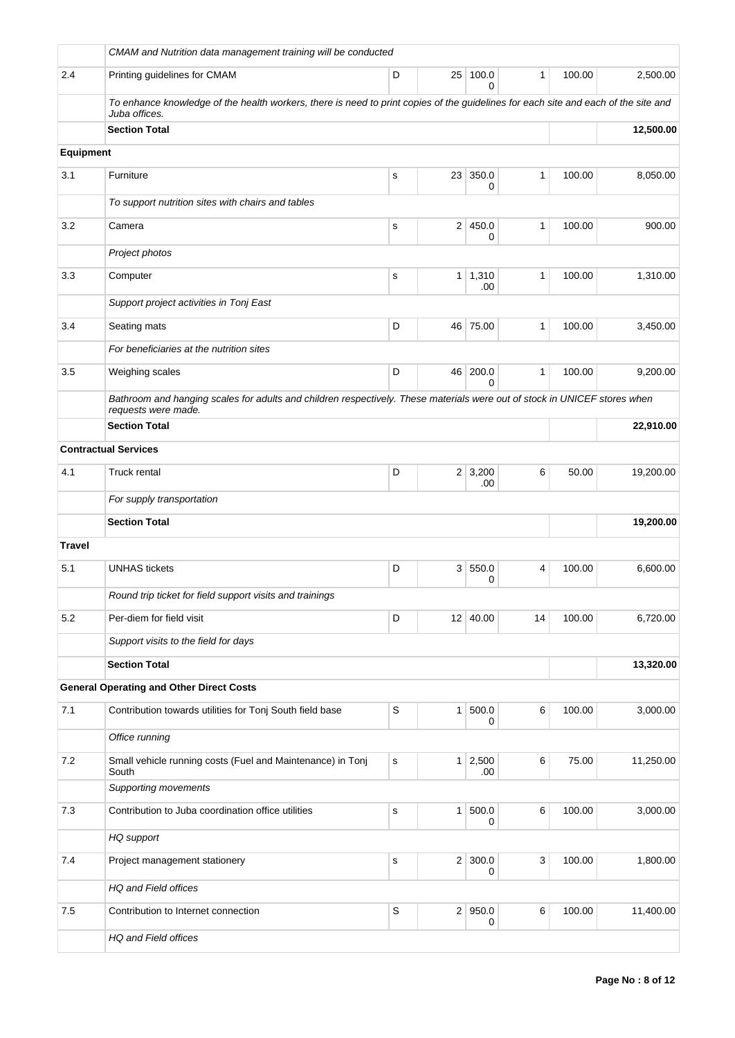| | | | | | | | |
|---|---|---|---|---|---|---|---|
| | *CMAM and Nutrition data management training will be conducted* | | | | | | |
| 2.4 | Printing guidelines for CMAM | D | 25 | 100.00 | 1 | 100.00 | 2,500.00 |
| | *To enhance knowledge of the health workers, there is need to print copies of the guidelines for each site and each of the site and Juba offices.* | | | | | | |
| | **Section Total** | | | | | | **12,500.00** |
| **Equipment** | | | | | | | |
| 3.1 | Furniture | s | 23 | 350.00 | 1 | 100.00 | 8,050.00 |
| | *To support nutrition sites with chairs and tables* | | | | | | |
| 3.2 | Camera | s | 2 | 450.00 | 1 | 100.00 | 900.00 |
| | *Project photos* | | | | | | |
| 3.3 | Computer | s | 1 | 1,310.00 | 1 | 100.00 | 1,310.00 |
| | *Support project activities in Tonj East* | | | | | | |
| 3.4 | Seating mats | D | 46 | 75.00 | 1 | 100.00 | 3,450.00 |
| | *For beneficiaries at the nutrition sites* | | | | | | |
| 3.5 | Weighing scales | D | 46 | 200.00 | 1 | 100.00 | 9,200.00 |
| | *Bathroom and hanging scales for adults and children respectively. These materials were out of stock in UNICEF stores when requests were made.* | | | | | | |
| | **Section Total** | | | | | | **22,910.00** |
| **Contractual Services** | | | | | | | |
| 4.1 | Truck rental | D | 2 | 3,200.00 | 6 | 50.00 | 19,200.00 |
| | *For supply transportation* | | | | | | |
| | **Section Total** | | | | | | **19,200.00** |
| **Travel** | | | | | | | |
| 5.1 | UNHAS tickets | D | 3 | 550.00 | 4 | 100.00 | 6,600.00 |
| | *Round trip ticket for field support visits and trainings* | | | | | | |
| 5.2 | Per-diem for field visit | D | 12 | 40.00 | 14 | 100.00 | 6,720.00 |
| | *Support visits to the field for days* | | | | | | |
| | **Section Total** | | | | | | **13,320.00** |
| **General Operating and Other Direct Costs** | | | | | | | |
| 7.1 | Contribution towards utilities for Tonj South field base | S | 1 | 500.00 | 6 | 100.00 | 3,000.00 |
| | *Office running* | | | | | | |
| 7.2 | Small vehicle running costs (Fuel and Maintenance) in Tonj South | s | 1 | 2,500.00 | 6 | 75.00 | 11,250.00 |
| | *Supporting movements* | | | | | | |
| 7.3 | Contribution to Juba coordination office utilities | s | 1 | 500.00 | 6 | 100.00 | 3,000.00 |
| | *HQ support* | | | | | | |
| 7.4 | Project management stationery | s | 2 | 300.00 | 3 | 100.00 | 1,800.00 |
| | *HQ and Field offices* | | | | | | |
| 7.5 | Contribution to Internet connection | S | 2 | 950.00 | 6 | 100.00 | 11,400.00 |
| | *HQ and Field offices* | | | | | | |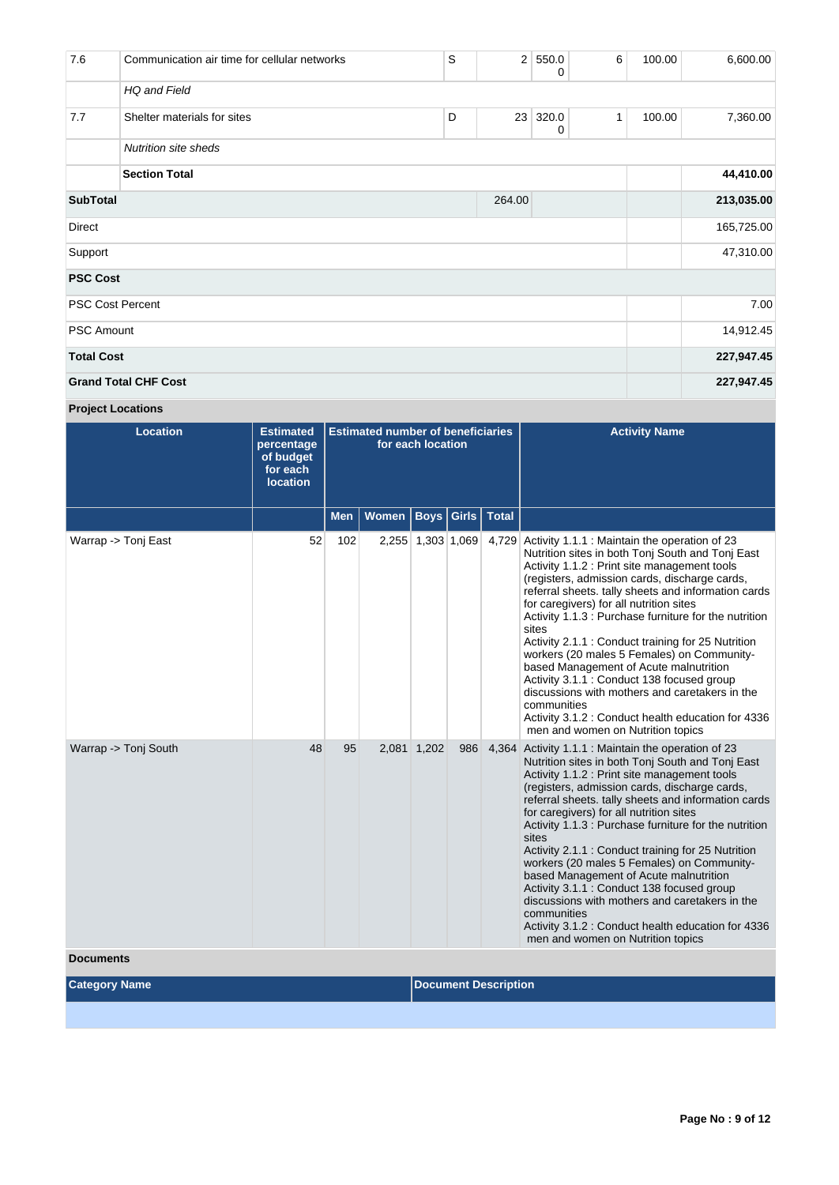| | | | | | | | |
|---|---|---|---|---|---|---|---|
| 7.6 | Communication air time for cellular networks | S | 2 | 550.00 | 6 | 100.00 | 6,600.00 |
| | *HQ and Field* | | | | | | |
| 7.7 | Shelter materials for sites | D | 23 | 320.00 | 1 | 100.00 | 7,360.00 |
| | *Nutrition site sheds* | | | | | | |
| | **Section Total** | | | | | | **44,410.00** |
| **SubTotal** | | | 264.00 | | | | **213,035.00** |
| Direct | | | | | | | 165,725.00 |
| Support | | | | | | | 47,310.00 |
| **PSC Cost** | | | | | | | |
| PSC Cost Percent | | | | | | | 7.00 |
| PSC Amount | | | | | | | 14,912.45 |
| **Total Cost** | | | | | | | **227,947.45** |
| **Grand Total CHF Cost** | | | | | | | **227,947.45** |

**Project Locations**

| Location | Estimated percentage of budget for each location | Estimated number of beneficiaries for each location | | | | | Activity Name |
|---|---|---|---|---|---|---|---|
| | | Men | Women | Boys | Girls | Total | |
| Warrap -> Tonj East | 52 | 102 | 2,255 | 1,303 | 1,069 | 4,729 | Activity 1.1.1 : Maintain the operation of 23 Nutrition sites in both Tonj South and Tonj East<br>Activity 1.1.2 : Print site management tools (registers, admission cards, discharge cards, referral sheets. tally sheets and information cards for caregivers) for all nutrition sites<br>Activity 1.1.3 : Purchase furniture for the nutrition sites<br>Activity 2.1.1 : Conduct training for 25 Nutrition workers (20 males 5 Females) on Community-based Management of Acute malnutrition<br>Activity 3.1.1 : Conduct 138 focused group discussions with mothers and caretakers in the communities<br>Activity 3.1.2 : Conduct health education for 4336 men and women on Nutrition topics |
| Warrap -> Tonj South | 48 | 95 | 2,081 | 1,202 | 986 | 4,364 | Activity 1.1.1 : Maintain the operation of 23 Nutrition sites in both Tonj South and Tonj East<br>Activity 1.1.2 : Print site management tools (registers, admission cards, discharge cards, referral sheets. tally sheets and information cards for caregivers) for all nutrition sites<br>Activity 1.1.3 : Purchase furniture for the nutrition sites<br>Activity 2.1.1 : Conduct training for 25 Nutrition workers (20 males 5 Females) on Community-based Management of Acute malnutrition<br>Activity 3.1.1 : Conduct 138 focused group discussions with mothers and caretakers in the communities<br>Activity 3.1.2 : Conduct health education for 4336 men and women on Nutrition topics |

**Documents**

| Category Name | Document Description |
|---|---|
| | |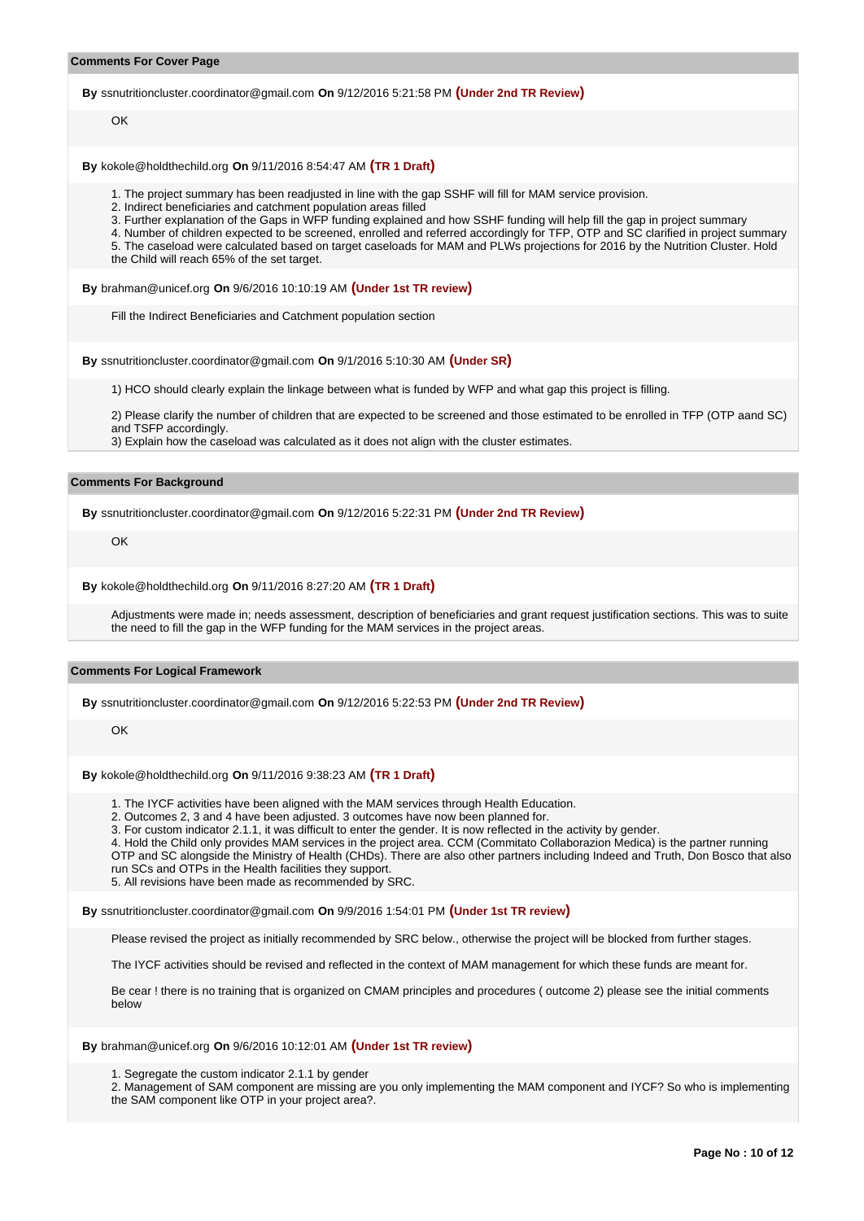### Comments For Cover Page

**By** ssnutritioncluster.coordinator@gmail.com **On** 9/12/2016 5:21:58 PM **(Under 2nd TR Review)**

OK

**By** kokole@holdthechild.org **On** 9/11/2016 8:54:47 AM **(TR 1 Draft)**

1. The project summary has been readjusted in line with the gap SSHF will fill for MAM service provision.
2. Indirect beneficiaries and catchment population areas filled
3. Further explanation of the Gaps in WFP funding explained and how SSHF funding will help fill the gap in project summary
4. Number of children expected to be screened, enrolled and referred accordingly for TFP, OTP and SC clarified in project summary
5. The caseload were calculated based on target caseloads for MAM and PLWs projections for 2016 by the Nutrition Cluster. Hold the Child will reach 65% of the set target.

**By** brahman@unicef.org **On** 9/6/2016 10:10:19 AM **(Under 1st TR review)**

Fill the Indirect Beneficiaries and Catchment population section

**By** ssnutritioncluster.coordinator@gmail.com **On** 9/1/2016 5:10:30 AM **(Under SR)**

1) HCO should clearly explain the linkage between what is funded by WFP and what gap this project is filling.

2) Please clarify the number of children that are expected to be screened and those estimated to be enrolled in TFP (OTP aand SC) and TSFP accordingly.
3) Explain how the caseload was calculated as it does not align with the cluster estimates.

### Comments For Background

**By** ssnutritioncluster.coordinator@gmail.com **On** 9/12/2016 5:22:31 PM **(Under 2nd TR Review)**

OK

**By** kokole@holdthechild.org **On** 9/11/2016 8:27:20 AM **(TR 1 Draft)**

Adjustments were made in; needs assessment, description of beneficiaries and grant request justification sections. This was to suite the need to fill the gap in the WFP funding for the MAM services in the project areas.

### Comments For Logical Framework

**By** ssnutritioncluster.coordinator@gmail.com **On** 9/12/2016 5:22:53 PM **(Under 2nd TR Review)**

OK

**By** kokole@holdthechild.org **On** 9/11/2016 9:38:23 AM **(TR 1 Draft)**

1. The IYCF activities have been aligned with the MAM services through Health Education.
2. Outcomes 2, 3 and 4 have been adjusted. 3 outcomes have now been planned for.
3. For custom indicator 2.1.1, it was difficult to enter the gender. It is now reflected in the activity by gender.
4. Hold the Child only provides MAM services in the project area. CCM (Commitato Collaborazion Medica) is the partner running OTP and SC alongside the Ministry of Health (CHDs). There are also other partners including Indeed and Truth, Don Bosco that also run SCs and OTPs in the Health facilities they support.
5. All revisions have been made as recommended by SRC.

**By** ssnutritioncluster.coordinator@gmail.com **On** 9/9/2016 1:54:01 PM **(Under 1st TR review)**

Please revised the project as initially recommended by SRC below., otherwise the project will be blocked from further stages.

The IYCF activities should be revised and reflected in the context of MAM management for which these funds are meant for.

Be cear ! there is no training that is organized on CMAM principles and procedures ( outcome 2) please see the initial comments below

**By** brahman@unicef.org **On** 9/6/2016 10:12:01 AM **(Under 1st TR review)**

1. Segregate the custom indicator 2.1.1 by gender
2. Management of SAM component are missing are you only implementing the MAM component and IYCF? So who is implementing the SAM component like OTP in your project area?.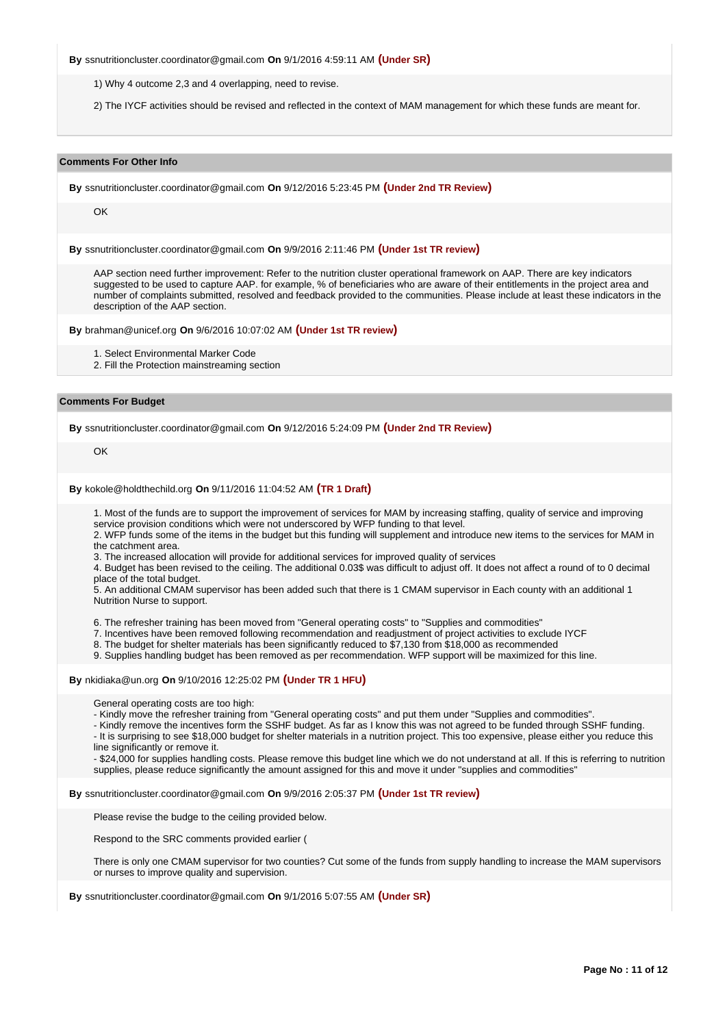**By** ssnutritioncluster.coordinator@gmail.com **On** 9/1/2016 4:59:11 AM **(Under SR)**

1) Why 4 outcome 2,3 and 4 overlapping, need to revise.

2) The IYCF activities should be revised and reflected in the context of MAM management for which these funds are meant for.

### Comments For Other Info

**By** ssnutritioncluster.coordinator@gmail.com **On** 9/12/2016 5:23:45 PM **(Under 2nd TR Review)**

OK

**By** ssnutritioncluster.coordinator@gmail.com **On** 9/9/2016 2:11:46 PM **(Under 1st TR review)**

AAP section need further improvement: Refer to the nutrition cluster operational framework on AAP. There are key indicators suggested to be used to capture AAP. for example, % of beneficiaries who are aware of their entitlements in the project area and number of complaints submitted, resolved and feedback provided to the communities. Please include at least these indicators in the description of the AAP section.

**By** brahman@unicef.org **On** 9/6/2016 10:07:02 AM **(Under 1st TR review)**

1. Select Environmental Marker Code
2. Fill the Protection mainstreaming section

### Comments For Budget

**By** ssnutritioncluster.coordinator@gmail.com **On** 9/12/2016 5:24:09 PM **(Under 2nd TR Review)**

OK

**By** kokole@holdthechild.org **On** 9/11/2016 11:04:52 AM **(TR 1 Draft)**

1. Most of the funds are to support the improvement of services for MAM by increasing staffing, quality of service and improving service provision conditions which were not underscored by WFP funding to that level.
2. WFP funds some of the items in the budget but this funding will supplement and introduce new items to the services for MAM in the catchment area.
3. The increased allocation will provide for additional services for improved quality of services
4. Budget has been revised to the ceiling. The additional 0.03$ was difficult to adjust off. It does not affect a round of to 0 decimal place of the total budget.
5. An additional CMAM supervisor has been added such that there is 1 CMAM supervisor in Each county with an additional 1 Nutrition Nurse to support.

6. The refresher training has been moved from "General operating costs" to "Supplies and commodities"
7. Incentives have been removed following recommendation and readjustment of project activities to exclude IYCF
8. The budget for shelter materials has been significantly reduced to $7,130 from $18,000 as recommended
9. Supplies handling budget has been removed as per recommendation. WFP support will be maximized for this line.

**By** nkidiaka@un.org **On** 9/10/2016 12:25:02 PM **(Under TR 1 HFU)**

General operating costs are too high:
- Kindly move the refresher training from "General operating costs" and put them under "Supplies and commodities".
- Kindly remove the incentives form the SSHF budget. As far as I know this was not agreed to be funded through SSHF funding.
- It is surprising to see $18,000 budget for shelter materials in a nutrition project. This too expensive, please either you reduce this line significantly or remove it.
- $24,000 for supplies handling costs. Please remove this budget line which we do not understand at all. If this is referring to nutrition supplies, please reduce significantly the amount assigned for this and move it under "supplies and commodities"

**By** ssnutritioncluster.coordinator@gmail.com **On** 9/9/2016 2:05:37 PM **(Under 1st TR review)**

Please revise the budge to the ceiling provided below.

Respond to the SRC comments provided earlier (

There is only one CMAM supervisor for two counties? Cut some of the funds from supply handling to increase the MAM supervisors or nurses to improve quality and supervision.

**By** ssnutritioncluster.coordinator@gmail.com **On** 9/1/2016 5:07:55 AM **(Under SR)**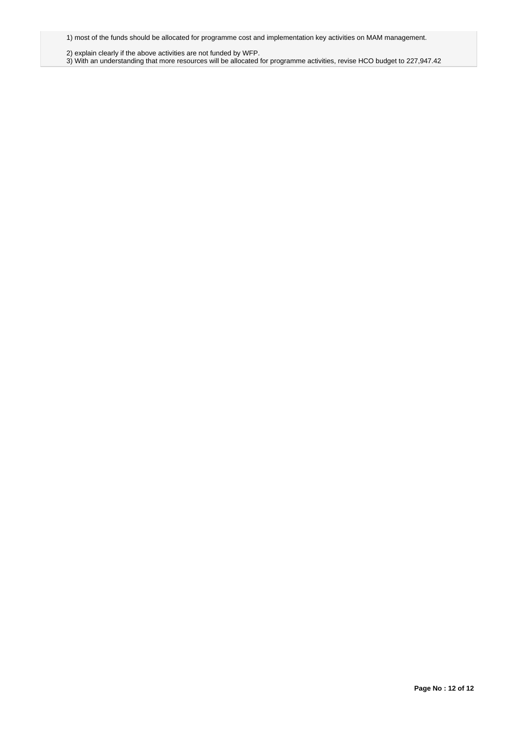1) most of the funds should be allocated for programme cost and implementation key activities on MAM management.

2) explain clearly if the above activities are not funded by WFP.

3) With an understanding that more resources will be allocated for programme activities, revise HCO budget to 227,947.42